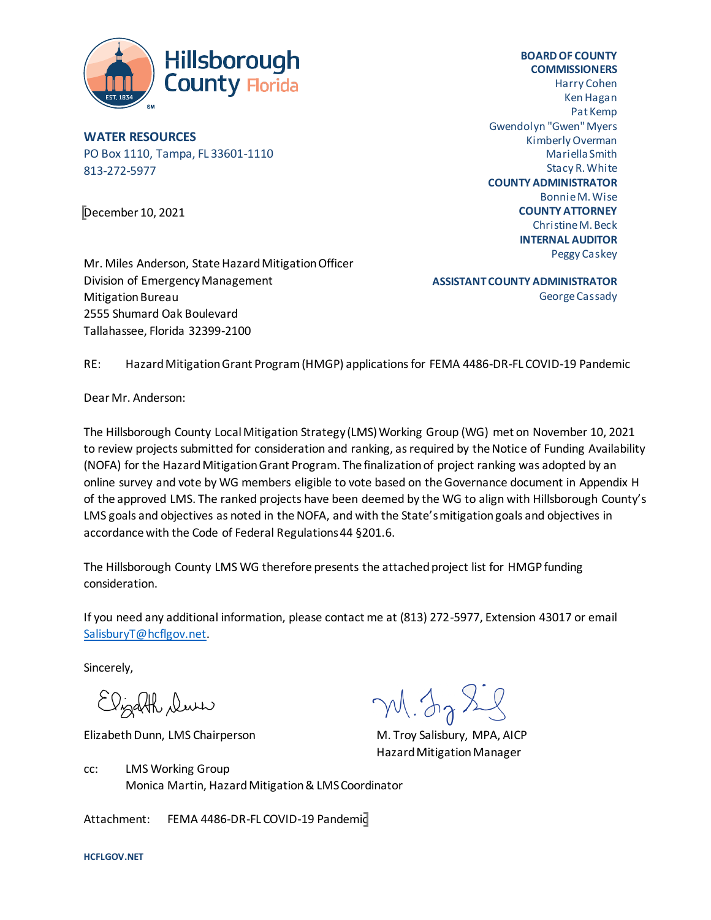Hillsborough County Florida

**WATER RESOURCES**
PO Box 1110, Tampa, FL 33601-1110
813-272-5977

**BOARD OF COUNTY COMMISSIONERS**
Harry Cohen
Ken Hagan
Pat Kemp
Gwendolyn "Gwen" Myers
Kimberly Overman
Mariella Smith
Stacy R. White
**COUNTY ADMINISTRATOR**
Bonnie M. Wise
**COUNTY ATTORNEY**
Christine M. Beck
**INTERNAL AUDITOR**
Peggy Caskey

**ASSISTANT COUNTY ADMINISTRATOR**
George Cassady

December 10, 2021

Mr. Miles Anderson, State Hazard Mitigation Officer
Division of Emergency Management
Mitigation Bureau
2555 Shumard Oak Boulevard
Tallahassee, Florida 32399-2100

RE: Hazard Mitigation Grant Program (HMGP) applications for FEMA 4486-DR-FL COVID-19 Pandemic

Dear Mr. Anderson:

The Hillsborough County Local Mitigation Strategy (LMS) Working Group (WG) met on November 10, 2021 to review projects submitted for consideration and ranking, as required by the Notice of Funding Availability (NOFA) for the Hazard Mitigation Grant Program. The finalization of project ranking was adopted by an online survey and vote by WG members eligible to vote based on the Governance document in Appendix H of the approved LMS. The ranked projects have been deemed by the WG to align with Hillsborough County's LMS goals and objectives as noted in the NOFA, and with the State's mitigation goals and objectives in accordance with the Code of Federal Regulations 44 §201.6.

The Hillsborough County LMS WG therefore presents the attached project list for HMGP funding consideration.

If you need any additional information, please contact me at (813) 272-5977, Extension 43017 or email SalisburyT@hcflgov.net.

Sincerely,

Elizabeth Dunn, LMS Chairperson

M. Troy Salisbury, MPA, AICP
Hazard Mitigation Manager

cc: LMS Working Group
Monica Martin, Hazard Mitigation & LMS Coordinator

Attachment: FEMA 4486-DR-FL COVID-19 Pandemic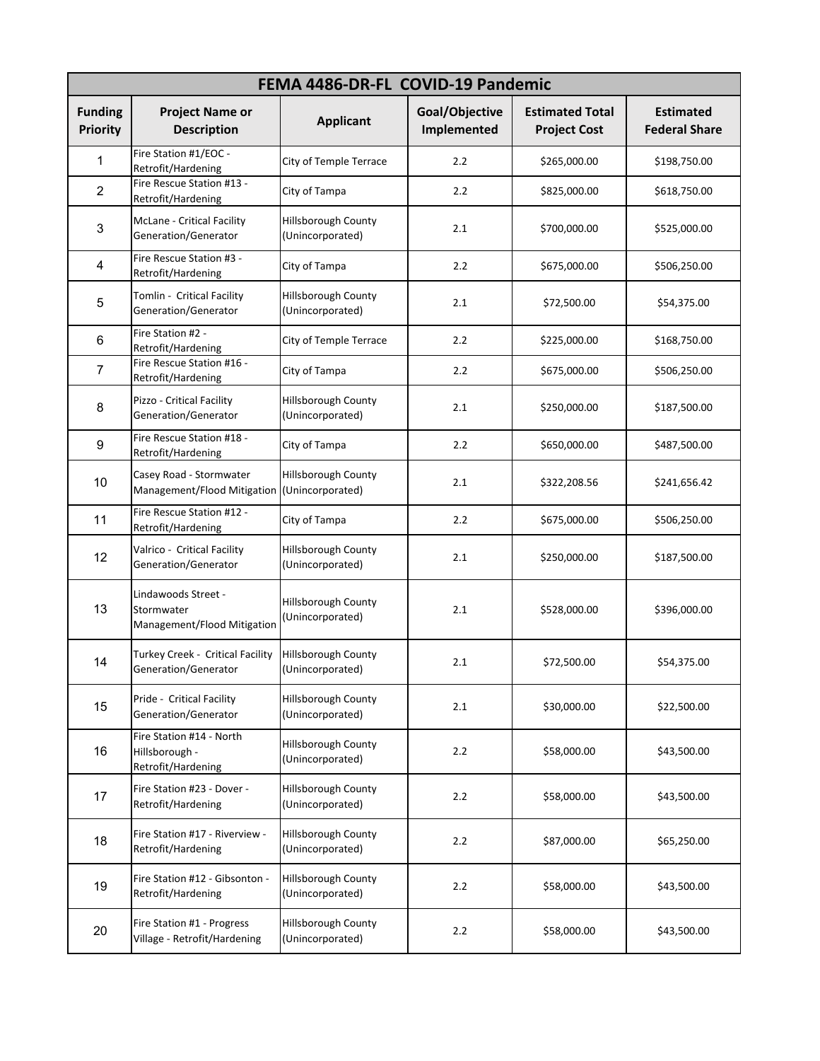| FEMA 4486-DR-FL COVID-19 Pandemic | | | | | |
|---|---|---|---|---|---|
| **Funding Priority** | **Project Name or Description** | **Applicant** | **Goal/Objective Implemented** | **Estimated Total Project Cost** | **Estimated Federal Share** |
| 1 | Fire Station #1/EOC - Retrofit/Hardening | City of Temple Terrace | 2.2 | $265,000.00 | $198,750.00 |
| 2 | Fire Rescue Station #13 - Retrofit/Hardening | City of Tampa | 2.2 | $825,000.00 | $618,750.00 |
| 3 | McLane - Critical Facility Generation/Generator | Hillsborough County (Unincorporated) | 2.1 | $700,000.00 | $525,000.00 |
| 4 | Fire Rescue Station #3 - Retrofit/Hardening | City of Tampa | 2.2 | $675,000.00 | $506,250.00 |
| 5 | Tomlin - Critical Facility Generation/Generator | Hillsborough County (Unincorporated) | 2.1 | $72,500.00 | $54,375.00 |
| 6 | Fire Station #2 - Retrofit/Hardening | City of Temple Terrace | 2.2 | $225,000.00 | $168,750.00 |
| 7 | Fire Rescue Station #16 - Retrofit/Hardening | City of Tampa | 2.2 | $675,000.00 | $506,250.00 |
| 8 | Pizzo - Critical Facility Generation/Generator | Hillsborough County (Unincorporated) | 2.1 | $250,000.00 | $187,500.00 |
| 9 | Fire Rescue Station #18 - Retrofit/Hardening | City of Tampa | 2.2 | $650,000.00 | $487,500.00 |
| 10 | Casey Road - Stormwater Management/Flood Mitigation | Hillsborough County (Unincorporated) | 2.1 | $322,208.56 | $241,656.42 |
| 11 | Fire Rescue Station #12 - Retrofit/Hardening | City of Tampa | 2.2 | $675,000.00 | $506,250.00 |
| 12 | Valrico - Critical Facility Generation/Generator | Hillsborough County (Unincorporated) | 2.1 | $250,000.00 | $187,500.00 |
| 13 | Lindawoods Street - Stormwater Management/Flood Mitigation | Hillsborough County (Unincorporated) | 2.1 | $528,000.00 | $396,000.00 |
| 14 | Turkey Creek - Critical Facility Generation/Generator | Hillsborough County (Unincorporated) | 2.1 | $72,500.00 | $54,375.00 |
| 15 | Pride - Critical Facility Generation/Generator | Hillsborough County (Unincorporated) | 2.1 | $30,000.00 | $22,500.00 |
| 16 | Fire Station #14 - North Hillsborough - Retrofit/Hardening | Hillsborough County (Unincorporated) | 2.2 | $58,000.00 | $43,500.00 |
| 17 | Fire Station #23 - Dover - Retrofit/Hardening | Hillsborough County (Unincorporated) | 2.2 | $58,000.00 | $43,500.00 |
| 18 | Fire Station #17 - Riverview - Retrofit/Hardening | Hillsborough County (Unincorporated) | 2.2 | $87,000.00 | $65,250.00 |
| 19 | Fire Station #12 - Gibsonton - Retrofit/Hardening | Hillsborough County (Unincorporated) | 2.2 | $58,000.00 | $43,500.00 |
| 20 | Fire Station #1 - Progress Village - Retrofit/Hardening | Hillsborough County (Unincorporated) | 2.2 | $58,000.00 | $43,500.00 |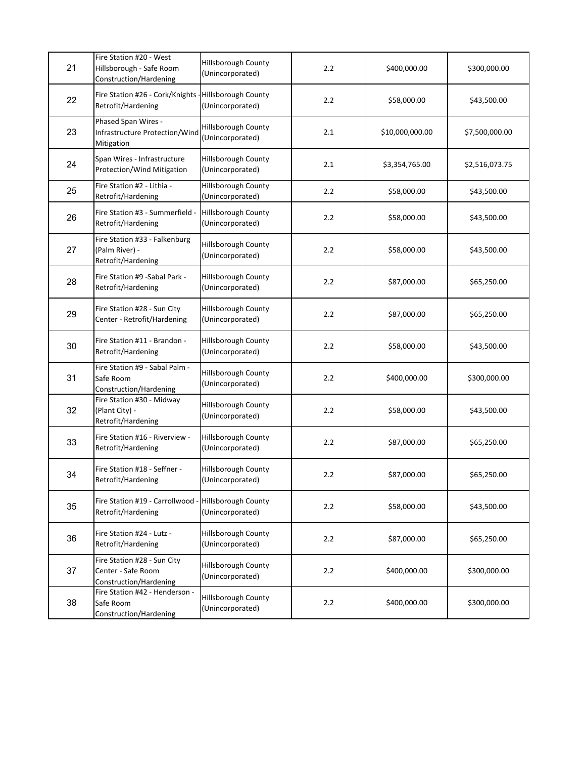| | | | | | |
|---|---|---|---|---|---|
| 21 | Fire Station #20 - West Hillsborough - Safe Room Construction/Hardening | Hillsborough County (Unincorporated) | 2.2 | $400,000.00 | $300,000.00 |
| 22 | Fire Station #26 - Cork/Knights - Retrofit/Hardening | Hillsborough County (Unincorporated) | 2.2 | $58,000.00 | $43,500.00 |
| 23 | Phased Span Wires - Infrastructure Protection/Wind Mitigation | Hillsborough County (Unincorporated) | 2.1 | $10,000,000.00 | $7,500,000.00 |
| 24 | Span Wires - Infrastructure Protection/Wind Mitigation | Hillsborough County (Unincorporated) | 2.1 | $3,354,765.00 | $2,516,073.75 |
| 25 | Fire Station #2 - Lithia - Retrofit/Hardening | Hillsborough County (Unincorporated) | 2.2 | $58,000.00 | $43,500.00 |
| 26 | Fire Station #3 - Summerfield - Retrofit/Hardening | Hillsborough County (Unincorporated) | 2.2 | $58,000.00 | $43,500.00 |
| 27 | Fire Station #33 - Falkenburg (Palm River) - Retrofit/Hardening | Hillsborough County (Unincorporated) | 2.2 | $58,000.00 | $43,500.00 |
| 28 | Fire Station #9 -Sabal Park - Retrofit/Hardening | Hillsborough County (Unincorporated) | 2.2 | $87,000.00 | $65,250.00 |
| 29 | Fire Station #28 - Sun City Center - Retrofit/Hardening | Hillsborough County (Unincorporated) | 2.2 | $87,000.00 | $65,250.00 |
| 30 | Fire Station #11 - Brandon - Retrofit/Hardening | Hillsborough County (Unincorporated) | 2.2 | $58,000.00 | $43,500.00 |
| 31 | Fire Station #9 - Sabal Palm - Safe Room Construction/Hardening | Hillsborough County (Unincorporated) | 2.2 | $400,000.00 | $300,000.00 |
| 32 | Fire Station #30 - Midway (Plant City) - Retrofit/Hardening | Hillsborough County (Unincorporated) | 2.2 | $58,000.00 | $43,500.00 |
| 33 | Fire Station #16 - Riverview - Retrofit/Hardening | Hillsborough County (Unincorporated) | 2.2 | $87,000.00 | $65,250.00 |
| 34 | Fire Station #18 - Seffner - Retrofit/Hardening | Hillsborough County (Unincorporated) | 2.2 | $87,000.00 | $65,250.00 |
| 35 | Fire Station #19 - Carrollwood - Retrofit/Hardening | Hillsborough County (Unincorporated) | 2.2 | $58,000.00 | $43,500.00 |
| 36 | Fire Station #24 - Lutz - Retrofit/Hardening | Hillsborough County (Unincorporated) | 2.2 | $87,000.00 | $65,250.00 |
| 37 | Fire Station #28 - Sun City Center - Safe Room Construction/Hardening | Hillsborough County (Unincorporated) | 2.2 | $400,000.00 | $300,000.00 |
| 38 | Fire Station #42 - Henderson - Safe Room Construction/Hardening | Hillsborough County (Unincorporated) | 2.2 | $400,000.00 | $300,000.00 |